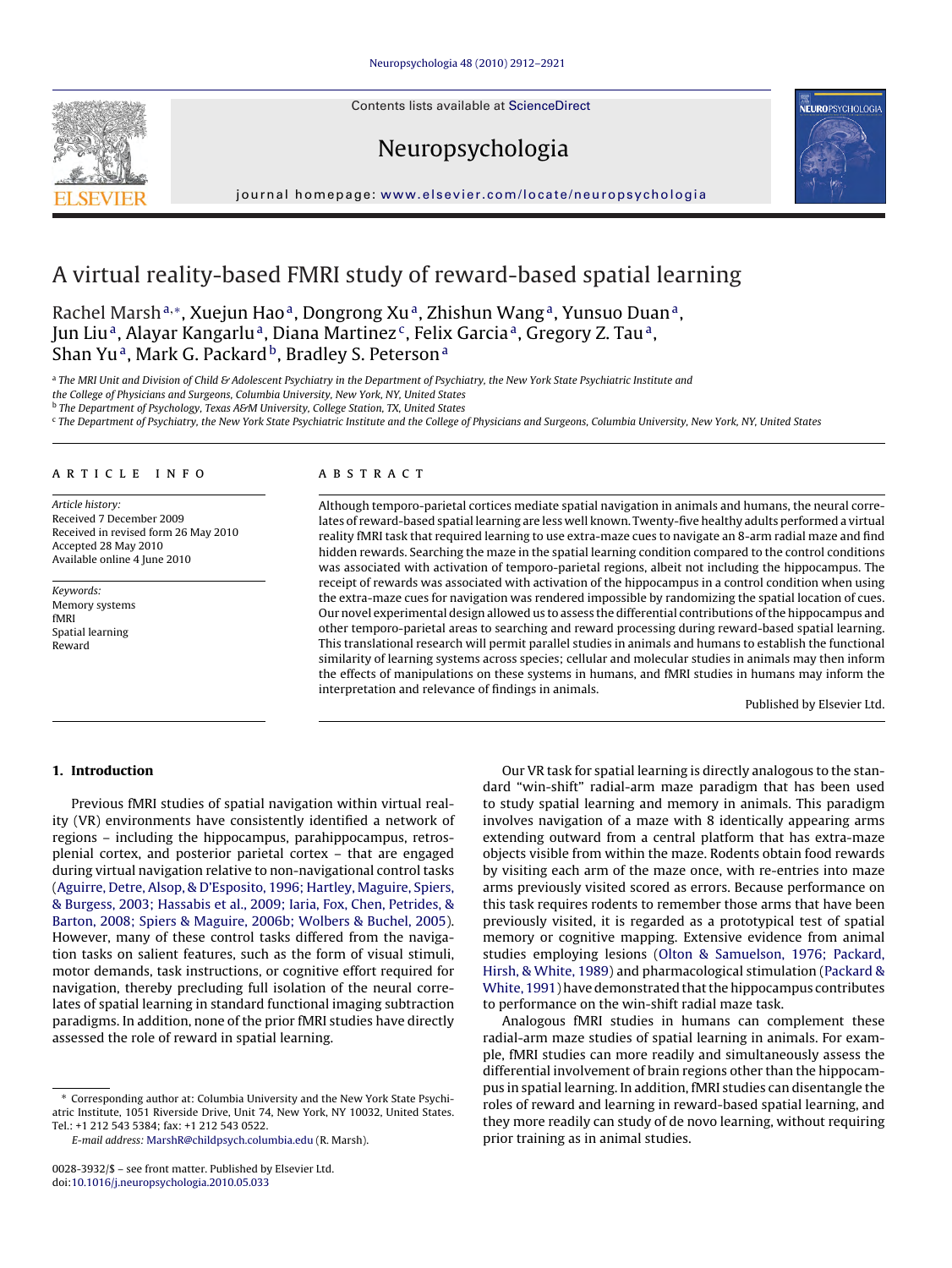# A virtual reality-based FMRI study of reward-based spatial learning

Rachel Marsh[a,*], Xuejun Hao[a], Dongrong Xu[a], Zhishun Wang[a], Yunsuo Duan[a], Jun Liu[a], Alayar Kangarlu[a], Diana Martinez[c], Felix Garcia[a], Gregory Z. Tau[a], Shan Yu[a], Mark G. Packard[b], Bradley S. Peterson[a]

[a] The MRI Unit and Division of Child & Adolescent Psychiatry in the Department of Psychiatry, the New York State Psychiatric Institute and the College of Physicians and Surgeons, Columbia University, New York, NY, United States

[b] The Department of Psychology, Texas A&M University, College Station, TX, United States

[c] The Department of Psychiatry, the New York State Psychiatric Institute and the College of Physicians and Surgeons, Columbia University, New York, NY, United States

## ARTICLE INFO

*Article history:*
Received 7 December 2009
Received in revised form 26 May 2010
Accepted 28 May 2010
Available online 4 June 2010

*Keywords:*
Memory systems
fMRI
Spatial learning
Reward

## ABSTRACT

Although temporo-parietal cortices mediate spatial navigation in animals and humans, the neural correlates of reward-based spatial learning are less well known. Twenty-five healthy adults performed a virtual reality fMRI task that required learning to use extra-maze cues to navigate an 8-arm radial maze and find hidden rewards. Searching the maze in the spatial learning condition compared to the control conditions was associated with activation of temporo-parietal regions, albeit not including the hippocampus. The receipt of rewards was associated with activation of the hippocampus in a control condition when using the extra-maze cues for navigation was rendered impossible by randomizing the spatial location of cues. Our novel experimental design allowed us to assess the differential contributions of the hippocampus and other temporo-parietal areas to searching and reward processing during reward-based spatial learning. This translational research will permit parallel studies in animals and humans to establish the functional similarity of learning systems across species; cellular and molecular studies in animals may then inform the effects of manipulations on these systems in humans, and fMRI studies in humans may inform the interpretation and relevance of findings in animals.

Published by Elsevier Ltd.

## 1. Introduction

Previous fMRI studies of spatial navigation within virtual reality (VR) environments have consistently identified a network of regions – including the hippocampus, parahippocampus, retrosplenial cortex, and posterior parietal cortex – that are engaged during virtual navigation relative to non-navigational control tasks (Aguirre, Detre, Alsop, & D'Esposito, 1996; Hartley, Maguire, Spiers, & Burgess, 2003; Hassabis et al., 2009; Iaria, Fox, Chen, Petrides, & Barton, 2008; Spiers & Maguire, 2006b; Wolbers & Buchel, 2005). However, many of these control tasks differed from the navigation tasks on salient features, such as the form of visual stimuli, motor demands, task instructions, or cognitive effort required for navigation, thereby precluding full isolation of the neural correlates of spatial learning in standard functional imaging subtraction paradigms. In addition, none of the prior fMRI studies have directly assessed the role of reward in spatial learning.

Our VR task for spatial learning is directly analogous to the standard "win-shift" radial-arm maze paradigm that has been used to study spatial learning and memory in animals. This paradigm involves navigation of a maze with 8 identically appearing arms extending outward from a central platform that has extra-maze objects visible from within the maze. Rodents obtain food rewards by visiting each arm of the maze once, with re-entries into maze arms previously visited scored as errors. Because performance on this task requires rodents to remember those arms that have been previously visited, it is regarded as a prototypical test of spatial memory or cognitive mapping. Extensive evidence from animal studies employing lesions (Olton & Samuelson, 1976; Packard, Hirsh, & White, 1989) and pharmacological stimulation (Packard & White, 1991) have demonstrated that the hippocampus contributes to performance on the win-shift radial maze task.

Analogous fMRI studies in humans can complement these radial-arm maze studies of spatial learning in animals. For example, fMRI studies can more readily and simultaneously assess the differential involvement of brain regions other than the hippocampus in spatial learning. In addition, fMRI studies can disentangle the roles of reward and learning in reward-based spatial learning, and they more readily can study of de novo learning, without requiring prior training as in animal studies.

* Corresponding author at: Columbia University and the New York State Psychiatric Institute, 1051 Riverside Drive, Unit 74, New York, NY 10032, United States. Tel.: +1 212 543 5384; fax: +1 212 543 0522.
*E-mail address:* MarshR@childpsych.columbia.edu (R. Marsh).

0028-3932/$ – see front matter. Published by Elsevier Ltd.
doi:10.1016/j.neuropsychologia.2010.05.033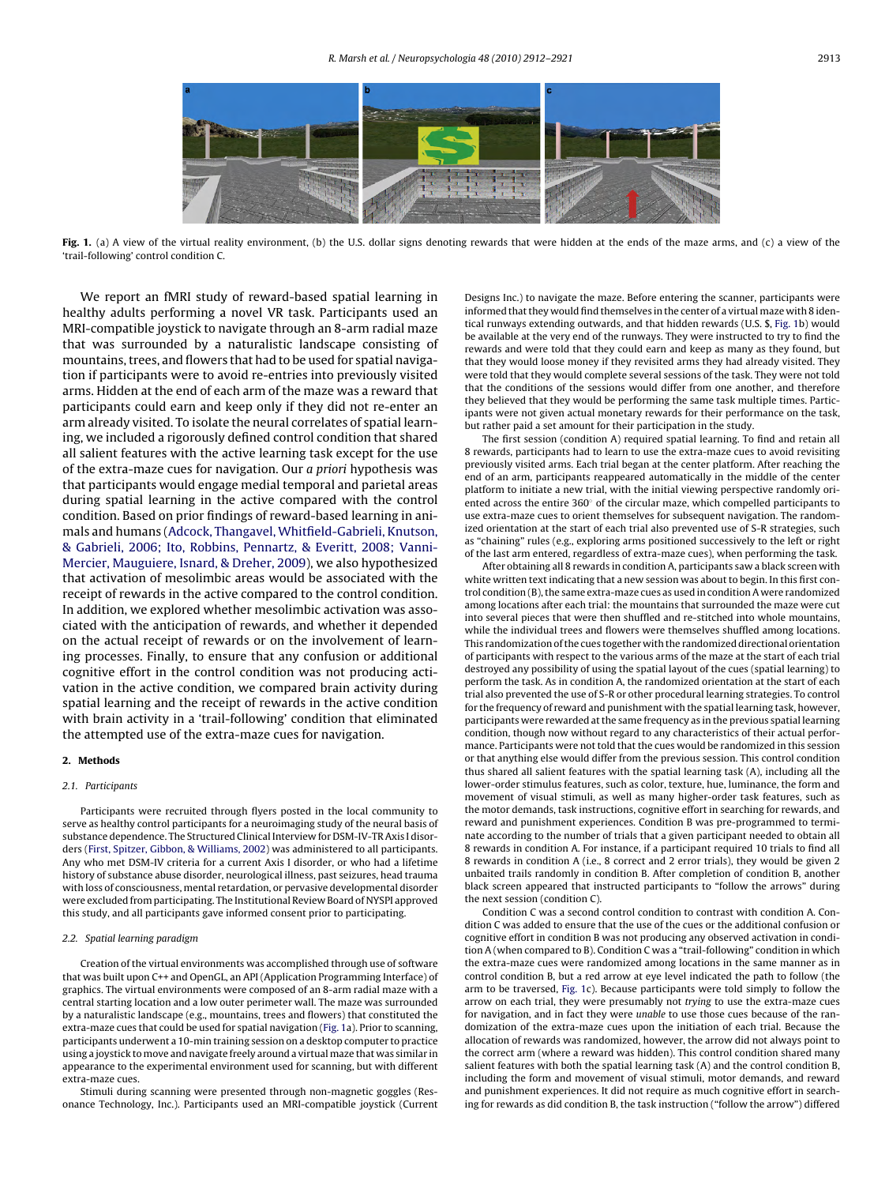**Fig. 1.** (a) A view of the virtual reality environment, (b) the U.S. dollar signs denoting rewards that were hidden at the ends of the maze arms, and (c) a view of the 'trail-following' control condition C.

We report an fMRI study of reward-based spatial learning in healthy adults performing a novel VR task. Participants used an MRI-compatible joystick to navigate through an 8-arm radial maze that was surrounded by a naturalistic landscape consisting of mountains, trees, and flowers that had to be used for spatial navigation if participants were to avoid re-entries into previously visited arms. Hidden at the end of each arm of the maze was a reward that participants could earn and keep only if they did not re-enter an arm already visited. To isolate the neural correlates of spatial learning, we included a rigorously defined control condition that shared all salient features with the active learning task except for the use of the extra-maze cues for navigation. Our *a priori* hypothesis was that participants would engage medial temporal and parietal areas during spatial learning in the active compared with the control condition. Based on prior findings of reward-based learning in animals and humans (Adcock, Thangavel, Whitfield-Gabrieli, Knutson, & Gabrieli, 2006; Ito, Robbins, Pennartz, & Everitt, 2008; Vanni-Mercier, Mauguiere, Isnard, & Dreher, 2009), we also hypothesized that activation of mesolimbic areas would be associated with the receipt of rewards in the active compared to the control condition. In addition, we explored whether mesolimbic activation was associated with the anticipation of rewards, and whether it depended on the actual receipt of rewards or on the involvement of learning processes. Finally, to ensure that any confusion or additional cognitive effort in the control condition was not producing activation in the active condition, we compared brain activity during spatial learning and the receipt of rewards in the active condition with brain activity in a 'trail-following' condition that eliminated the attempted use of the extra-maze cues for navigation.

## 2. Methods

### 2.1. Participants

Participants were recruited through flyers posted in the local community to serve as healthy control participants for a neuroimaging study of the neural basis of substance dependence. The Structured Clinical Interview for DSM-IV-TR Axis I disorders (First, Spitzer, Gibbon, & Williams, 2002) was administered to all participants. Any who met DSM-IV criteria for a current Axis I disorder, or who had a lifetime history of substance abuse disorder, neurological illness, past seizures, head trauma with loss of consciousness, mental retardation, or pervasive developmental disorder were excluded from participating. The Institutional Review Board of NYSPI approved this study, and all participants gave informed consent prior to participating.

### 2.2. Spatial learning paradigm

Creation of the virtual environments was accomplished through use of software that was built upon C++ and OpenGL, an API (Application Programming Interface) of graphics. The virtual environments were composed of an 8-arm radial maze with a central starting location and a low outer perimeter wall. The maze was surrounded by a naturalistic landscape (e.g., mountains, trees and flowers) that constituted the extra-maze cues that could be used for spatial navigation (Fig. 1a). Prior to scanning, participants underwent a 10-min training session on a desktop computer to practice using a joystick to move and navigate freely around a virtual maze that was similar in appearance to the experimental environment used for scanning, but with different extra-maze cues.

Stimuli during scanning were presented through non-magnetic goggles (Resonance Technology, Inc.). Participants used an MRI-compatible joystick (Current Designs Inc.) to navigate the maze. Before entering the scanner, participants were informed that they would find themselves in the center of a virtual maze with 8 identical runways extending outwards, and that hidden rewards (U.S. $, Fig. 1b) would be available at the very end of the runways. They were instructed to try to find the rewards and were told that they could earn and keep as many as they found, but that they would loose money if they revisited arms they had already visited. They were told that they would complete several sessions of the task. They were not told that the conditions of the sessions would differ from one another, and therefore they believed that they would be performing the same task multiple times. Participants were not given actual monetary rewards for their performance on the task, but rather paid a set amount for their participation in the study.

The first session (condition A) required spatial learning. To find and retain all 8 rewards, participants had to learn to use the extra-maze cues to avoid revisiting previously visited arms. Each trial began at the center platform. After reaching the end of an arm, participants reappeared automatically in the middle of the center platform to initiate a new trial, with the initial viewing perspective randomly oriented across the entire 360° of the circular maze, which compelled participants to use extra-maze cues to orient themselves for subsequent navigation. The randomized orientation at the start of each trial also prevented use of S-R strategies, such as "chaining" rules (e.g., exploring arms positioned successively to the left or right of the last arm entered, regardless of extra-maze cues), when performing the task.

After obtaining all 8 rewards in condition A, participants saw a black screen with white written text indicating that a new session was about to begin. In this first control condition (B), the same extra-maze cues as used in condition A were randomized among locations after each trial: the mountains that surrounded the maze were cut into several pieces that were then shuffled and re-stitched into whole mountains, while the individual trees and flowers were themselves shuffled among locations. This randomization of the cues together with the randomized directional orientation of participants with respect to the various arms of the maze at the start of each trial destroyed any possibility of using the spatial layout of the cues (spatial learning) to perform the task. As in condition A, the randomized orientation at the start of each trial also prevented the use of S-R or other procedural learning strategies. To control for the frequency of reward and punishment with the spatial learning task, however, participants were rewarded at the same frequency as in the previous spatial learning condition, though now without regard to any characteristics of their actual performance. Participants were not told that the cues would be randomized in this session or that anything else would differ from the previous session. This control condition thus shared all salient features with the spatial learning task (A), including all the lower-order stimulus features, such as color, texture, hue, luminance, the form and movement of visual stimuli, as well as many higher-order task features, such as the motor demands, task instructions, cognitive effort in searching for rewards, and reward and punishment experiences. Condition B was pre-programmed to terminate according to the number of trials that a given participant needed to obtain all 8 rewards in condition A. For instance, if a participant required 10 trials to find all 8 rewards in condition A (i.e., 8 correct and 2 error trials), they would be given 2 unbaited trails randomly in condition B. After completion of condition B, another black screen appeared that instructed participants to "follow the arrows" during the next session (condition C).

Condition C was a second control condition to contrast with condition A. Condition C was added to ensure that the use of the cues or the additional confusion or cognitive effort in condition B was not producing any observed activation in condition A (when compared to B). Condition C was a "trail-following" condition in which the extra-maze cues were randomized among locations in the same manner as in control condition B, but a red arrow at eye level indicated the path to follow (the arm to be traversed, Fig. 1c). Because participants were told simply to follow the arrow on each trial, they were presumably not *trying* to use the extra-maze cues for navigation, and in fact they were *unable* to use those cues because of the randomization of the extra-maze cues upon the initiation of each trial. Because the allocation of rewards was randomized, however, the arrow did not always point to the correct arm (where a reward was hidden). This control condition shared many salient features with both the spatial learning task (A) and the control condition B, including the form and movement of visual stimuli, motor demands, and reward and punishment experiences. It did not require as much cognitive effort in searching for rewards as did condition B, the task instruction ("follow the arrow") differed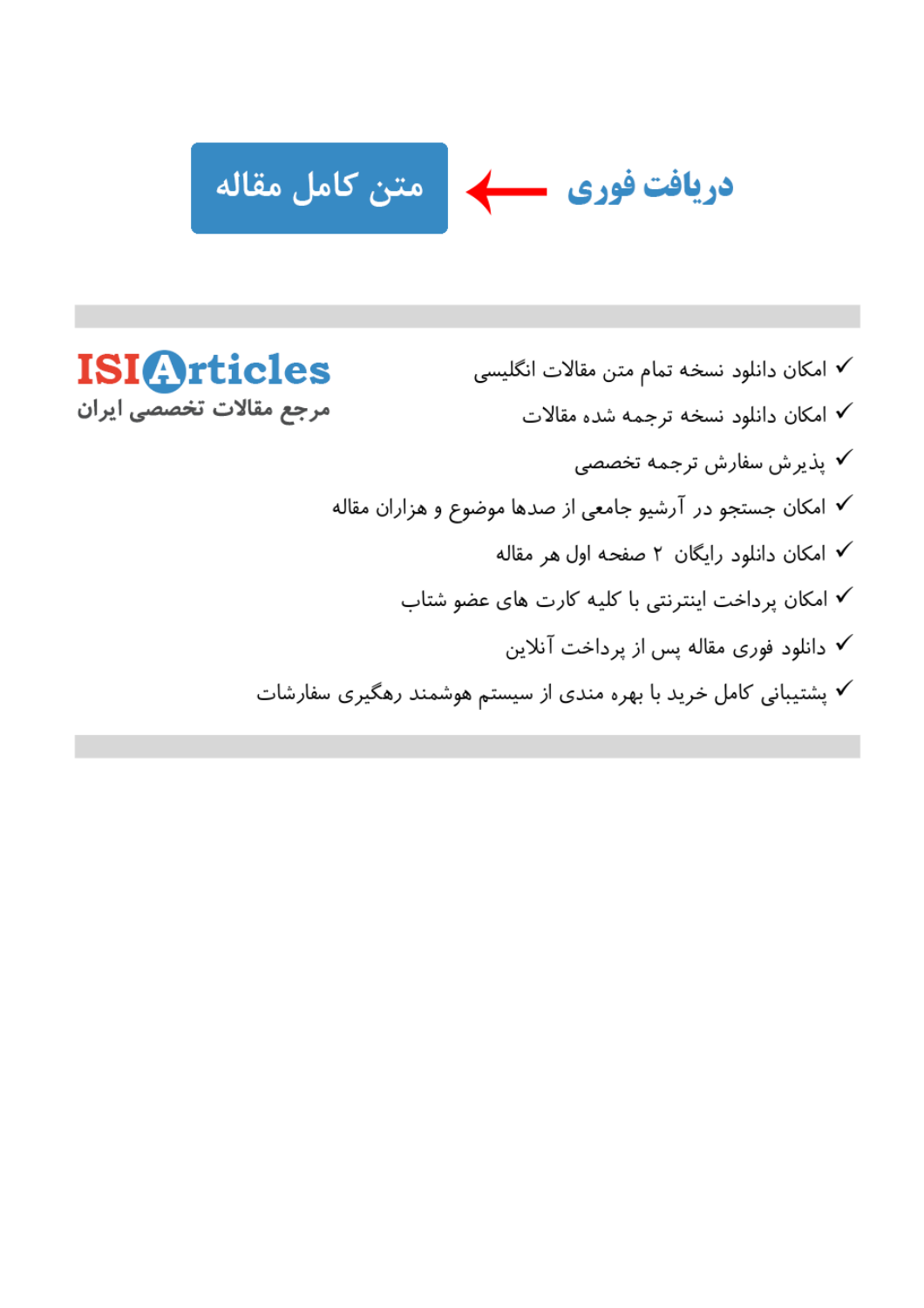دریافت فوری ← متن کامل مقاله

**ISIArticles**

مرجع مقالات تخصصی ایران

- ✓ امکان دانلود نسخه تمام متن مقالات انگلیسی
- ✓ امکان دانلود نسخه ترجمه شده مقالات
- ✓ پذیرش سفارش ترجمه تخصصی
- ✓ امکان جستجو در آرشیو جامعی از صدها موضوع و هزاران مقاله
- ✓ امکان دانلود رایگان ۲ صفحه اول هر مقاله
- ✓ امکان پرداخت اینترنتی با کلیه کارت های عضو شتاب
- ✓ دانلود فوری مقاله پس از پرداخت آنلاین
- ✓ پشتیبانی کامل خرید با بهره مندی از سیستم هوشمند رهگیری سفارشات